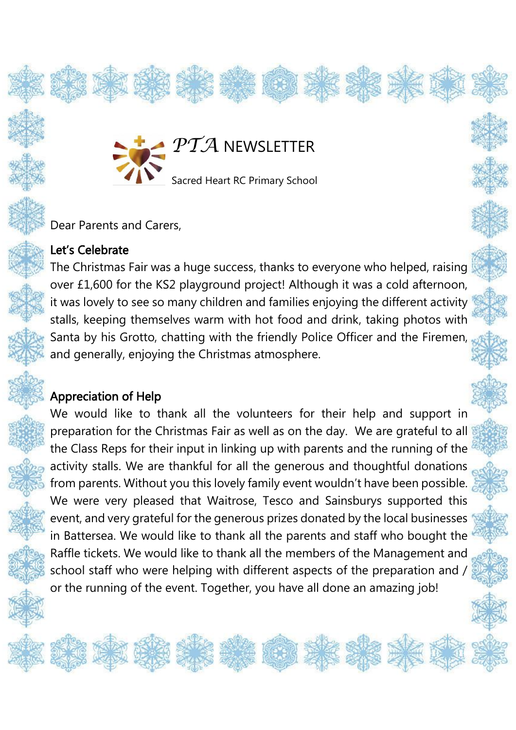# *PTA* NEWSLETTER

Sacred Heart RC Primary School

Dear Parents and Carers,

## Let's Celebrate

The Christmas Fair was a huge success, thanks to everyone who helped, raising over £1,600 for the KS2 playground project! Although it was a cold afternoon, it was lovely to see so many children and families enjoying the different activity stalls, keeping themselves warm with hot food and drink, taking photos with Santa by his Grotto, chatting with the friendly Police Officer and the Firemen, and generally, enjoying the Christmas atmosphere.

## Appreciation of Help

We would like to thank all the volunteers for their help and support in preparation for the Christmas Fair as well as on the day. We are grateful to all the Class Reps for their input in linking up with parents and the running of the activity stalls. We are thankful for all the generous and thoughtful donations from parents. Without you this lovely family event wouldn't have been possible. We were very pleased that Waitrose, Tesco and Sainsburys supported this event, and very grateful for the generous prizes donated by the local businesses in Battersea. We would like to thank all the parents and staff who bought the Raffle tickets. We would like to thank all the members of the Management and school staff who were helping with different aspects of the preparation and / or the running of the event. Together, you have all done an amazing job!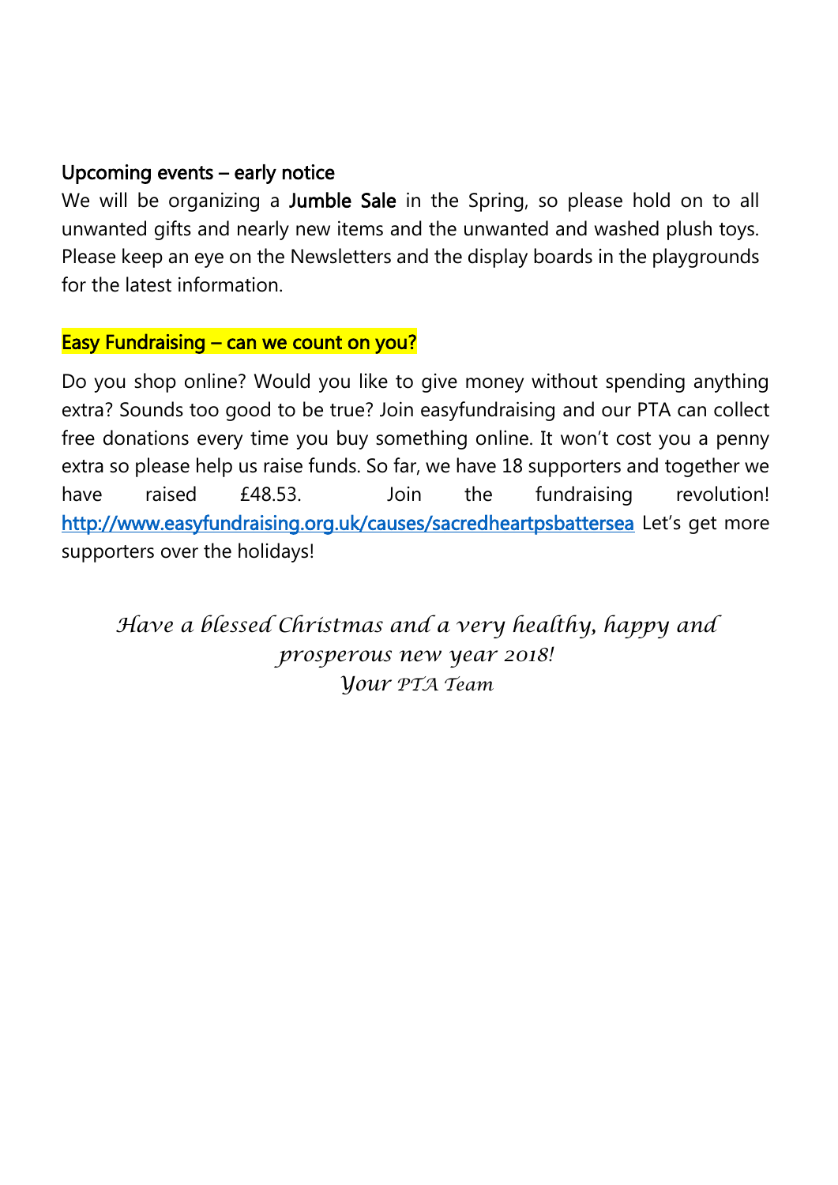## Upcoming events – early notice

We will be organizing a **Jumble Sale** in the Spring, so please hold on to all unwanted gifts and nearly new items and the unwanted and washed plush toys. Please keep an eye on the Newsletters and the display boards in the playgrounds for the latest information.

## Easy Fundraising – can we count on you?

Do you shop online? Would you like to give money without spending anything extra? Sounds too good to be true? Join easyfundraising and our PTA can collect free donations every time you buy something online. It won't cost you a penny extra so please help us raise funds. So far, we have 18 supporters and together we have raised £48.53. Join the fundraising revolution! [http://www.easyfundraising.org.uk/causes/sacredheartpsbattersea](http://www.easyfundraising.org.uk/causes/sacredheartpsbattersea) Let's get more supporters over the holidays!

*Have a blessed Christmas and a very healthy, happy and prosperous new year 2018!*
*Your PTA Team*